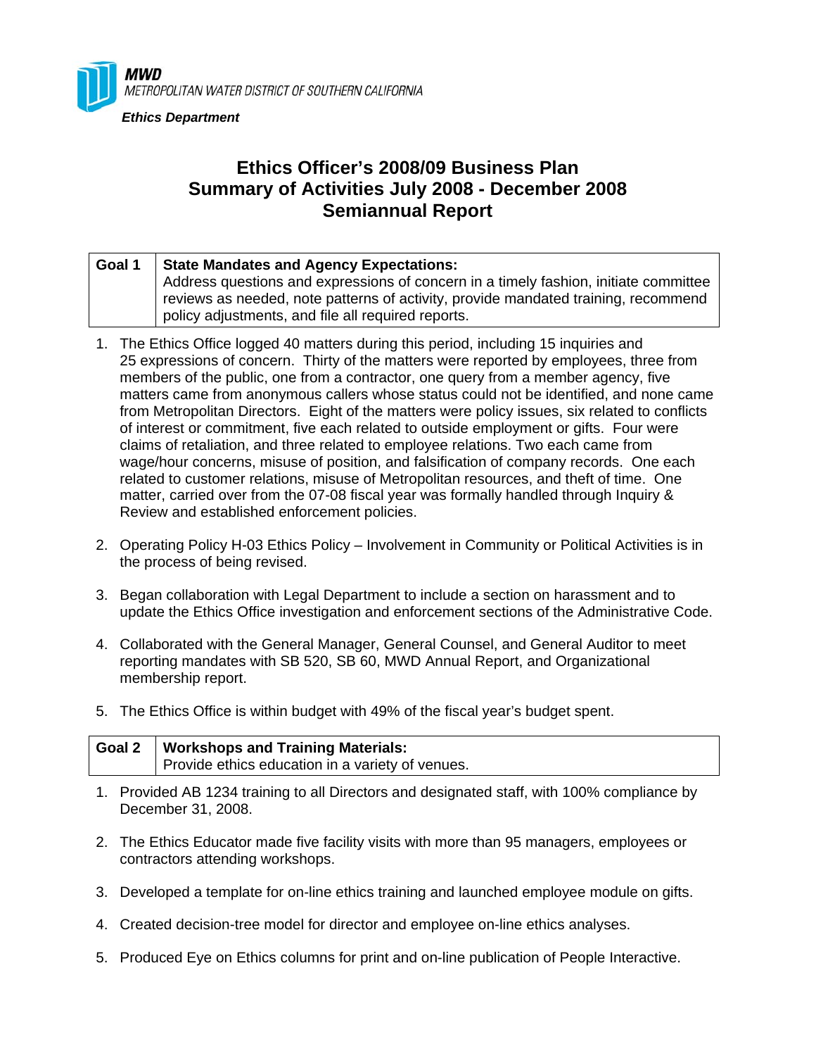**MWD**
*METROPOLITAN WATER DISTRICT OF SOUTHERN CALIFORNIA*
***Ethics Department***

# Ethics Officer's 2008/09 Business Plan
# Summary of Activities July 2008 - December 2008
# Semiannual Report

| Goal 1 | **State Mandates and Agency Expectations:** Address questions and expressions of concern in a timely fashion, initiate committee reviews as needed, note patterns of activity, provide mandated training, recommend policy adjustments, and file all required reports. |
|---|---|

1. The Ethics Office logged 40 matters during this period, including 15 inquiries and 25 expressions of concern. Thirty of the matters were reported by employees, three from members of the public, one from a contractor, one query from a member agency, five matters came from anonymous callers whose status could not be identified, and none came from Metropolitan Directors. Eight of the matters were policy issues, six related to conflicts of interest or commitment, five each related to outside employment or gifts. Four were claims of retaliation, and three related to employee relations. Two each came from wage/hour concerns, misuse of position, and falsification of company records. One each related to customer relations, misuse of Metropolitan resources, and theft of time. One matter, carried over from the 07-08 fiscal year was formally handled through Inquiry & Review and established enforcement policies.

2. Operating Policy H-03 Ethics Policy – Involvement in Community or Political Activities is in the process of being revised.

3. Began collaboration with Legal Department to include a section on harassment and to update the Ethics Office investigation and enforcement sections of the Administrative Code.

4. Collaborated with the General Manager, General Counsel, and General Auditor to meet reporting mandates with SB 520, SB 60, MWD Annual Report, and Organizational membership report.

5. The Ethics Office is within budget with 49% of the fiscal year's budget spent.

| Goal 2 | **Workshops and Training Materials:** Provide ethics education in a variety of venues. |
|---|---|

1. Provided AB 1234 training to all Directors and designated staff, with 100% compliance by December 31, 2008.

2. The Ethics Educator made five facility visits with more than 95 managers, employees or contractors attending workshops.

3. Developed a template for on-line ethics training and launched employee module on gifts.

4. Created decision-tree model for director and employee on-line ethics analyses.

5. Produced Eye on Ethics columns for print and on-line publication of People Interactive.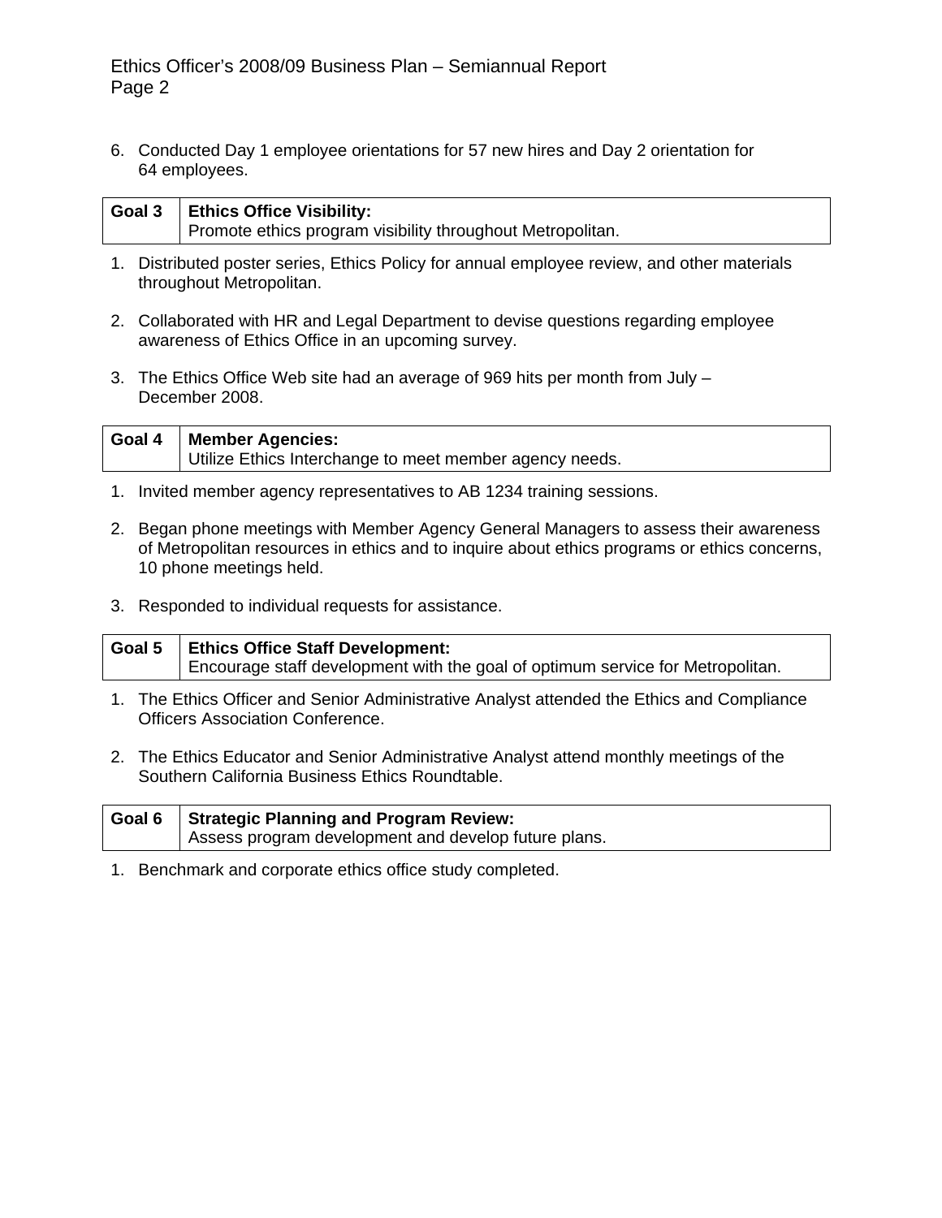6. Conducted Day 1 employee orientations for 57 new hires and Day 2 orientation for 64 employees.

| | |
|---|---|
| Goal 3 | **Ethics Office Visibility:**<br>Promote ethics program visibility throughout Metropolitan. |

1. Distributed poster series, Ethics Policy for annual employee review, and other materials throughout Metropolitan.

2. Collaborated with HR and Legal Department to devise questions regarding employee awareness of Ethics Office in an upcoming survey.

3. The Ethics Office Web site had an average of 969 hits per month from July – December 2008.

| | |
|---|---|
| Goal 4 | **Member Agencies:**<br>Utilize Ethics Interchange to meet member agency needs. |

1. Invited member agency representatives to AB 1234 training sessions.

2. Began phone meetings with Member Agency General Managers to assess their awareness of Metropolitan resources in ethics and to inquire about ethics programs or ethics concerns, 10 phone meetings held.

3. Responded to individual requests for assistance.

| | |
|---|---|
| Goal 5 | **Ethics Office Staff Development:**<br>Encourage staff development with the goal of optimum service for Metropolitan. |

1. The Ethics Officer and Senior Administrative Analyst attended the Ethics and Compliance Officers Association Conference.

2. The Ethics Educator and Senior Administrative Analyst attend monthly meetings of the Southern California Business Ethics Roundtable.

| | |
|---|---|
| Goal 6 | **Strategic Planning and Program Review:**<br>Assess program development and develop future plans. |

1. Benchmark and corporate ethics office study completed.